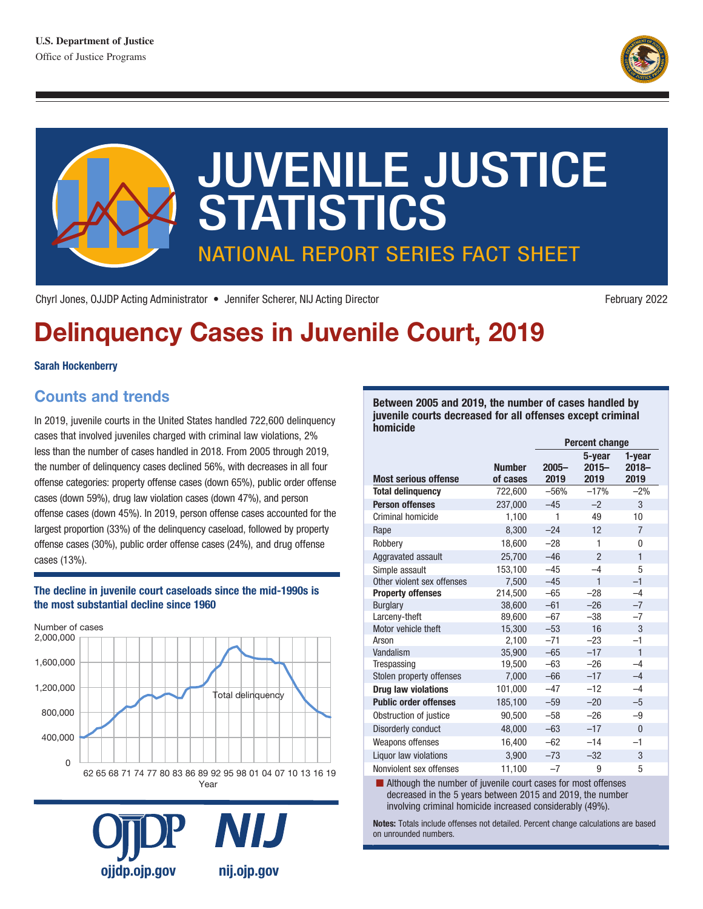U.S. Department of Justice
Office of Justice Programs

# JUVENILE JUSTICE STATISTICS

NATIONAL REPORT SERIES FACT SHEET

Chyrl Jones, OJJDP Acting Administrator • Jennifer Scherer, NIJ Acting Director

February 2022

# Delinquency Cases in Juvenile Court, 2019

**Sarah Hockenberry**

## Counts and trends

In 2019, juvenile courts in the United States handled 722,600 delinquency cases that involved juveniles charged with criminal law violations, 2% less than the number of cases handled in 2018. From 2005 through 2019, the number of delinquency cases declined 56%, with decreases in all four offense categories: property offense cases (down 65%), public order offense cases (down 59%), drug law violation cases (down 47%), and person offense cases (down 45%). In 2019, person offense cases accounted for the largest proportion (33%) of the delinquency caseload, followed by property offense cases (30%), public order offense cases (24%), and drug offense cases (13%).

**The decline in juvenile court caseloads since the mid-1990s is the most substantial decline since 1960**

Number of cases: 0, 400,000, 800,000, 1,200,000, 1,600,000, 2,000,000

Total delinquency

Year: 62 65 68 71 74 77 80 83 86 89 92 95 98 01 04 07 10 13 16 19

**Between 2005 and 2019, the number of cases handled by juvenile courts decreased for all offenses except criminal homicide**

| Most serious offense | Number of cases | Percent change 2005–2019 | 5-year 2015–2019 | 1-year 2018–2019 |
|---|---|---|---|---|
| **Total delinquency** | 722,600 | –56% | –17% | –2% |
| **Person offenses** | 237,000 | –45 | –2 | 3 |
| Criminal homicide | 1,100 | 1 | 49 | 10 |
| Rape | 8,300 | –24 | 12 | 7 |
| Robbery | 18,600 | –28 | 1 | 0 |
| Aggravated assault | 25,700 | –46 | 2 | 1 |
| Simple assault | 153,100 | –45 | –4 | 5 |
| Other violent sex offenses | 7,500 | –45 | 1 | –1 |
| **Property offenses** | 214,500 | –65 | –28 | –4 |
| Burglary | 38,600 | –61 | –26 | –7 |
| Larceny-theft | 89,600 | –67 | –38 | –7 |
| Motor vehicle theft | 15,300 | –53 | 16 | 3 |
| Arson | 2,100 | –71 | –23 | –1 |
| Vandalism | 35,900 | –65 | –17 | 1 |
| Trespassing | 19,500 | –63 | –26 | –4 |
| Stolen property offenses | 7,000 | –66 | –17 | –4 |
| **Drug law violations** | 101,000 | –47 | –12 | –4 |
| **Public order offenses** | 185,100 | –59 | –20 | –5 |
| Obstruction of justice | 90,500 | –58 | –26 | –9 |
| Disorderly conduct | 48,000 | –63 | –17 | 0 |
| Weapons offenses | 16,400 | –62 | –14 | –1 |
| Liquor law violations | 3,900 | –73 | –32 | 3 |
| Nonviolent sex offenses | 11,100 | –7 | 9 | 5 |

- Although the number of juvenile court cases for most offenses decreased in the 5 years between 2015 and 2019, the number involving criminal homicide increased considerably (49%).

**Notes:** Totals include offenses not detailed. Percent change calculations are based on unrounded numbers.

OJJDP ojjdp.ojp.gov NIJ nij.ojp.gov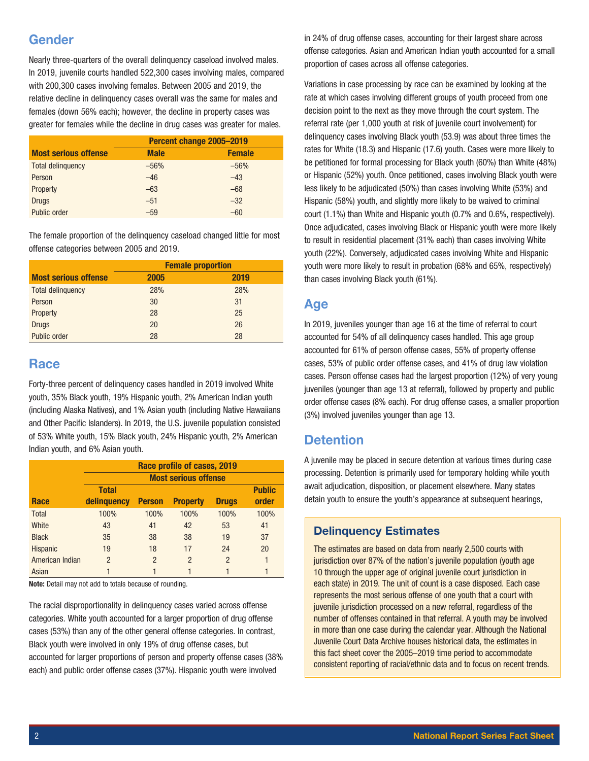## Gender

Nearly three-quarters of the overall delinquency caseload involved males. In 2019, juvenile courts handled 522,300 cases involving males, compared with 200,300 cases involving females. Between 2005 and 2019, the relative decline in delinquency cases overall was the same for males and females (down 56% each); however, the decline in property cases was greater for females while the decline in drug cases was greater for males.

| | Percent change 2005–2019 | |
|---|---|---|
| **Most serious offense** | **Male** | **Female** |
| Total delinquency | –56% | –56% |
| Person | –46 | –43 |
| Property | –63 | –68 |
| Drugs | –51 | –32 |
| Public order | –59 | –60 |

The female proportion of the delinquency caseload changed little for most offense categories between 2005 and 2019.

| | Female proportion | |
|---|---|---|
| **Most serious offense** | **2005** | **2019** |
| Total delinquency | 28% | 28% |
| Person | 30 | 31 |
| Property | 28 | 25 |
| Drugs | 20 | 26 |
| Public order | 28 | 28 |

## Race

Forty-three percent of delinquency cases handled in 2019 involved White youth, 35% Black youth, 19% Hispanic youth, 2% American Indian youth (including Alaska Natives), and 1% Asian youth (including Native Hawaiians and Other Pacific Islanders). In 2019, the U.S. juvenile population consisted of 53% White youth, 15% Black youth, 24% Hispanic youth, 2% American Indian youth, and 6% Asian youth.

| | Race profile of cases, 2019 | | | | |
|---|---|---|---|---|---|
| | Most serious offense | | | | |
| **Race** | **Total delinquency** | **Person** | **Property** | **Drugs** | **Public order** |
| Total | 100% | 100% | 100% | 100% | 100% |
| White | 43 | 41 | 42 | 53 | 41 |
| Black | 35 | 38 | 38 | 19 | 37 |
| Hispanic | 19 | 18 | 17 | 24 | 20 |
| American Indian | 2 | 2 | 2 | 2 | 1 |
| Asian | 1 | 1 | 1 | 1 | 1 |

**Note:** Detail may not add to totals because of rounding.

The racial disproportionality in delinquency cases varied across offense categories. White youth accounted for a larger proportion of drug offense cases (53%) than any of the other general offense categories. In contrast, Black youth were involved in only 19% of drug offense cases, but accounted for larger proportions of person and property offense cases (38% each) and public order offense cases (37%). Hispanic youth were involved in 24% of drug offense cases, accounting for their largest share across offense categories. Asian and American Indian youth accounted for a small proportion of cases across all offense categories.

Variations in case processing by race can be examined by looking at the rate at which cases involving different groups of youth proceed from one decision point to the next as they move through the court system. The referral rate (per 1,000 youth at risk of juvenile court involvement) for delinquency cases involving Black youth (53.9) was about three times the rates for White (18.3) and Hispanic (17.6) youth. Cases were more likely to be petitioned for formal processing for Black youth (60%) than White (48%) or Hispanic (52%) youth. Once petitioned, cases involving Black youth were less likely to be adjudicated (50%) than cases involving White (53%) and Hispanic (58%) youth, and slightly more likely to be waived to criminal court (1.1%) than White and Hispanic youth (0.7% and 0.6%, respectively). Once adjudicated, cases involving Black or Hispanic youth were more likely to result in residential placement (31% each) than cases involving White youth (22%). Conversely, adjudicated cases involving White and Hispanic youth were more likely to result in probation (68% and 65%, respectively) than cases involving Black youth (61%).

## Age

In 2019, juveniles younger than age 16 at the time of referral to court accounted for 54% of all delinquency cases handled. This age group accounted for 61% of person offense cases, 55% of property offense cases, 53% of public order offense cases, and 41% of drug law violation cases. Person offense cases had the largest proportion (12%) of very young juveniles (younger than age 13 at referral), followed by property and public order offense cases (8% each). For drug offense cases, a smaller proportion (3%) involved juveniles younger than age 13.

## Detention

A juvenile may be placed in secure detention at various times during case processing. Detention is primarily used for temporary holding while youth await adjudication, disposition, or placement elsewhere. Many states detain youth to ensure the youth's appearance at subsequent hearings,

### Delinquency Estimates

The estimates are based on data from nearly 2,500 courts with jurisdiction over 87% of the nation's juvenile population (youth age 10 through the upper age of original juvenile court jurisdiction in each state) in 2019. The unit of count is a case disposed. Each case represents the most serious offense of one youth that a court with juvenile jurisdiction processed on a new referral, regardless of the number of offenses contained in that referral. A youth may be involved in more than one case during the calendar year. Although the National Juvenile Court Data Archive houses historical data, the estimates in this fact sheet cover the 2005–2019 time period to accommodate consistent reporting of racial/ethnic data and to focus on recent trends.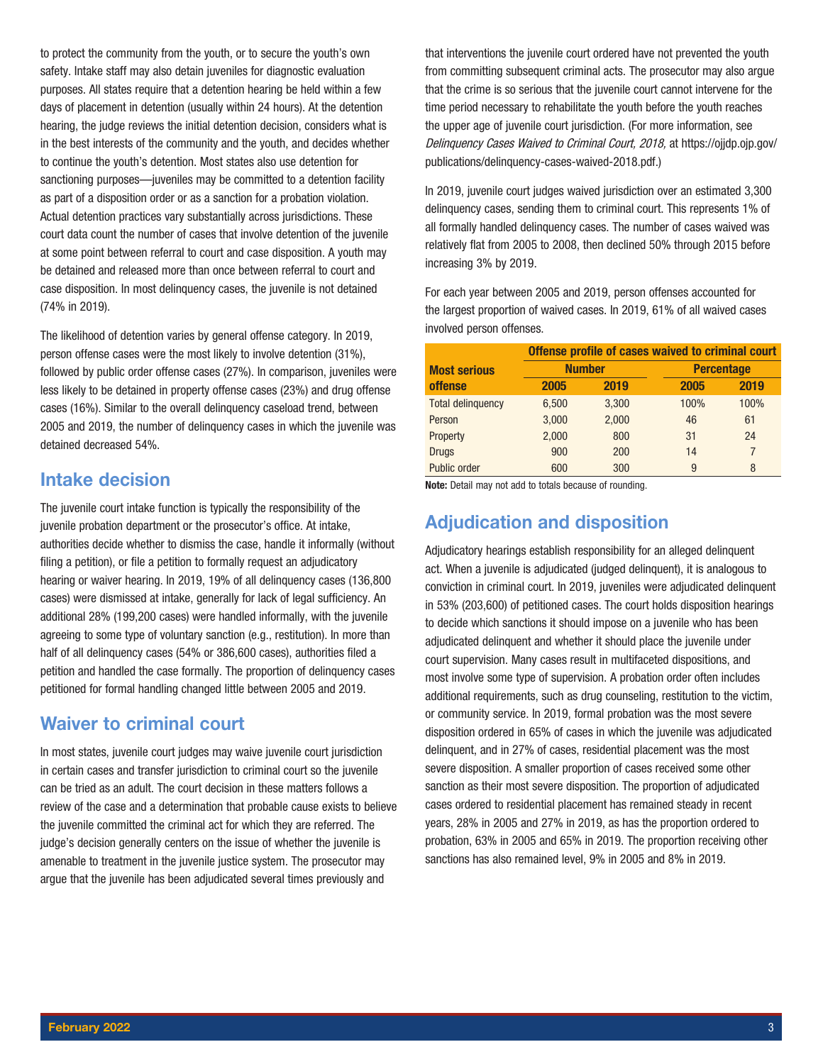to protect the community from the youth, or to secure the youth's own safety. Intake staff may also detain juveniles for diagnostic evaluation purposes. All states require that a detention hearing be held within a few days of placement in detention (usually within 24 hours). At the detention hearing, the judge reviews the initial detention decision, considers what is in the best interests of the community and the youth, and decides whether to continue the youth's detention. Most states also use detention for sanctioning purposes—juveniles may be committed to a detention facility as part of a disposition order or as a sanction for a probation violation. Actual detention practices vary substantially across jurisdictions. These court data count the number of cases that involve detention of the juvenile at some point between referral to court and case disposition. A youth may be detained and released more than once between referral to court and case disposition. In most delinquency cases, the juvenile is not detained (74% in 2019).

The likelihood of detention varies by general offense category. In 2019, person offense cases were the most likely to involve detention (31%), followed by public order offense cases (27%). In comparison, juveniles were less likely to be detained in property offense cases (23%) and drug offense cases (16%). Similar to the overall delinquency caseload trend, between 2005 and 2019, the number of delinquency cases in which the juvenile was detained decreased 54%.

## Intake decision

The juvenile court intake function is typically the responsibility of the juvenile probation department or the prosecutor's office. At intake, authorities decide whether to dismiss the case, handle it informally (without filing a petition), or file a petition to formally request an adjudicatory hearing or waiver hearing. In 2019, 19% of all delinquency cases (136,800 cases) were dismissed at intake, generally for lack of legal sufficiency. An additional 28% (199,200 cases) were handled informally, with the juvenile agreeing to some type of voluntary sanction (e.g., restitution). In more than half of all delinquency cases (54% or 386,600 cases), authorities filed a petition and handled the case formally. The proportion of delinquency cases petitioned for formal handling changed little between 2005 and 2019.

## Waiver to criminal court

In most states, juvenile court judges may waive juvenile court jurisdiction in certain cases and transfer jurisdiction to criminal court so the juvenile can be tried as an adult. The court decision in these matters follows a review of the case and a determination that probable cause exists to believe the juvenile committed the criminal act for which they are referred. The judge's decision generally centers on the issue of whether the juvenile is amenable to treatment in the juvenile justice system. The prosecutor may argue that the juvenile has been adjudicated several times previously and that interventions the juvenile court ordered have not prevented the youth from committing subsequent criminal acts. The prosecutor may also argue that the crime is so serious that the juvenile court cannot intervene for the time period necessary to rehabilitate the youth before the youth reaches the upper age of juvenile court jurisdiction. (For more information, see *Delinquency Cases Waived to Criminal Court, 2018,* at https://ojjdp.ojp.gov/publications/delinquency-cases-waived-2018.pdf.)

In 2019, juvenile court judges waived jurisdiction over an estimated 3,300 delinquency cases, sending them to criminal court. This represents 1% of all formally handled delinquency cases. The number of cases waived was relatively flat from 2005 to 2008, then declined 50% through 2015 before increasing 3% by 2019.

For each year between 2005 and 2019, person offenses accounted for the largest proportion of waived cases. In 2019, 61% of all waived cases involved person offenses.

| Most serious offense | Offense profile of cases waived to criminal court | | | |
|---|---|---|---|---|
| | Number | | Percentage | |
| | 2005 | 2019 | 2005 | 2019 |
| Total delinquency | 6,500 | 3,300 | 100% | 100% |
| Person | 3,000 | 2,000 | 46 | 61 |
| Property | 2,000 | 800 | 31 | 24 |
| Drugs | 900 | 200 | 14 | 7 |
| Public order | 600 | 300 | 9 | 8 |

**Note:** Detail may not add to totals because of rounding.

## Adjudication and disposition

Adjudicatory hearings establish responsibility for an alleged delinquent act. When a juvenile is adjudicated (judged delinquent), it is analogous to conviction in criminal court. In 2019, juveniles were adjudicated delinquent in 53% (203,600) of petitioned cases. The court holds disposition hearings to decide which sanctions it should impose on a juvenile who has been adjudicated delinquent and whether it should place the juvenile under court supervision. Many cases result in multifaceted dispositions, and most involve some type of supervision. A probation order often includes additional requirements, such as drug counseling, restitution to the victim, or community service. In 2019, formal probation was the most severe disposition ordered in 65% of cases in which the juvenile was adjudicated delinquent, and in 27% of cases, residential placement was the most severe disposition. A smaller proportion of cases received some other sanction as their most severe disposition. The proportion of adjudicated cases ordered to residential placement has remained steady in recent years, 28% in 2005 and 27% in 2019, as has the proportion ordered to probation, 63% in 2005 and 65% in 2019. The proportion receiving other sanctions has also remained level, 9% in 2005 and 8% in 2019.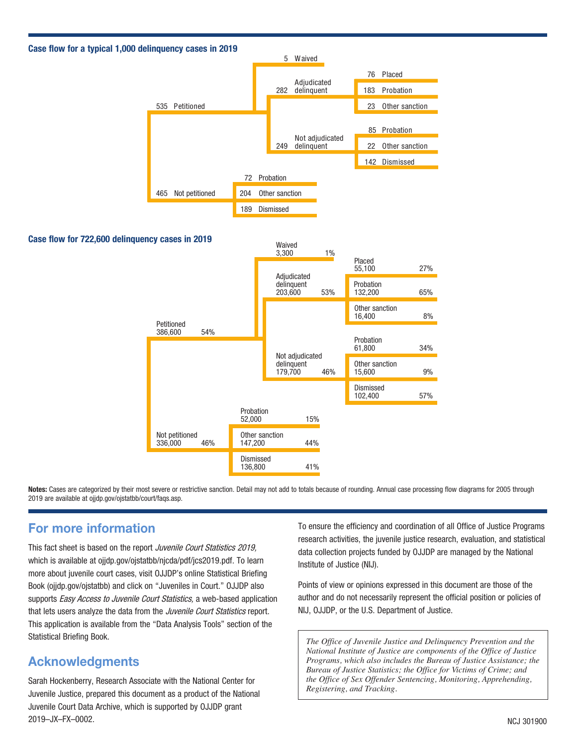**Case flow for a typical 1,000 delinquency cases in 2019**

5 Waived

282 Adjudicated delinquent

76 Placed

183 Probation

23 Other sanction

535 Petitioned

249 Not adjudicated delinquent

85 Probation

22 Other sanction

142 Dismissed

465 Not petitioned

72 Probation

204 Other sanction

189 Dismissed

**Case flow for 722,600 delinquency cases in 2019**

Waived 3,300 1%

Adjudicated delinquent 203,600 53%

Placed 55,100 27%

Probation 132,200 65%

Other sanction 16,400 8%

Petitioned 386,600 54%

Not adjudicated delinquent 179,700 46%

Probation 61,800 34%

Other sanction 15,600 9%

Dismissed 102,400 57%

Not petitioned 336,000 46%

Probation 52,000 15%

Other sanction 147,200 44%

Dismissed 136,800 41%

**Notes:** Cases are categorized by their most severe or restrictive sanction. Detail may not add to totals because of rounding. Annual case processing flow diagrams for 2005 through 2019 are available at ojjdp.gov/ojstatbb/court/faqs.asp.

## For more information

This fact sheet is based on the report *Juvenile Court Statistics 2019,* which is available at ojjdp.gov/ojstatbb/njcda/pdf/jcs2019.pdf. To learn more about juvenile court cases, visit OJJDP's online Statistical Briefing Book (ojjdp.gov/ojstatbb) and click on "Juveniles in Court." OJJDP also supports *Easy Access to Juvenile Court Statistics,* a web-based application that lets users analyze the data from the *Juvenile Court Statistics* report. This application is available from the "Data Analysis Tools" section of the Statistical Briefing Book.

## Acknowledgments

Sarah Hockenberry, Research Associate with the National Center for Juvenile Justice, prepared this document as a product of the National Juvenile Court Data Archive, which is supported by OJJDP grant 2019–JX–FX–0002.

To ensure the efficiency and coordination of all Office of Justice Programs research activities, the juvenile justice research, evaluation, and statistical data collection projects funded by OJJDP are managed by the National Institute of Justice (NIJ).

Points of view or opinions expressed in this document are those of the author and do not necessarily represent the official position or policies of NIJ, OJJDP, or the U.S. Department of Justice.

*The Office of Juvenile Justice and Delinquency Prevention and the National Institute of Justice are components of the Office of Justice Programs, which also includes the Bureau of Justice Assistance; the Bureau of Justice Statistics; the Office for Victims of Crime; and the Office of Sex Offender Sentencing, Monitoring, Apprehending, Registering, and Tracking.*

NCJ 301900